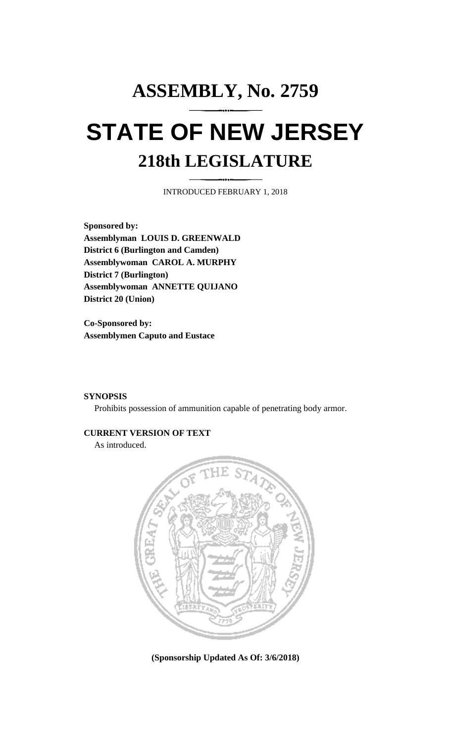# ASSEMBLY, No. 2759

# STATE OF NEW JERSEY

## 218th LEGISLATURE

INTRODUCED FEBRUARY 1, 2018

**Sponsored by:**
**Assemblyman LOUIS D. GREENWALD**
**District 6 (Burlington and Camden)**
**Assemblywoman CAROL A. MURPHY**
**District 7 (Burlington)**
**Assemblywoman ANNETTE QUIJANO**
**District 20 (Union)**

**Co-Sponsored by:**
**Assemblymen Caputo and Eustace**

**SYNOPSIS**

Prohibits possession of ammunition capable of penetrating body armor.

**CURRENT VERSION OF TEXT**

As introduced.

**(Sponsorship Updated As Of: 3/6/2018)**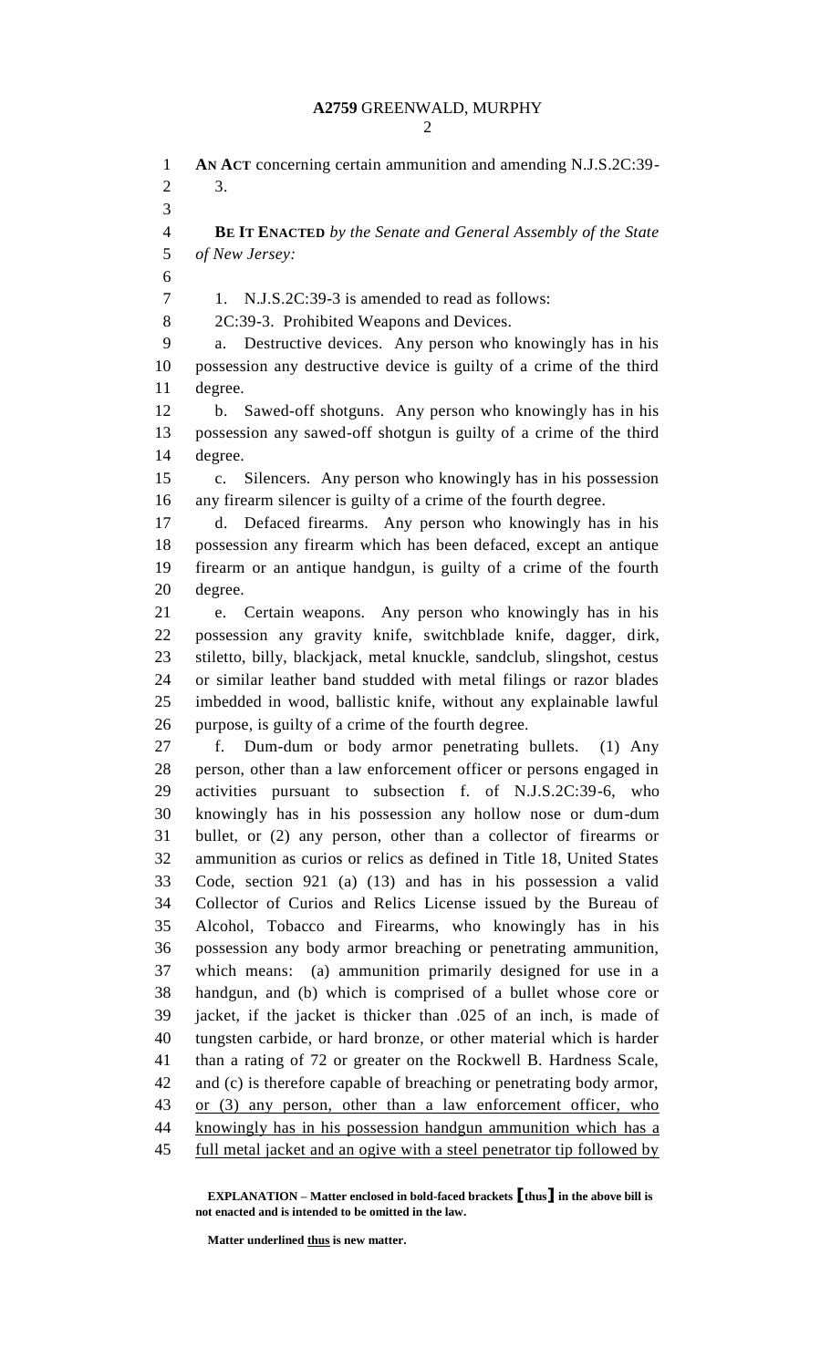**AN ACT** concerning certain ammunition and amending N.J.S.2C:39-3.

**BE IT ENACTED** *by the Senate and General Assembly of the State of New Jersey:*

1. N.J.S.2C:39-3 is amended to read as follows:

2C:39-3. Prohibited Weapons and Devices.

a. Destructive devices. Any person who knowingly has in his possession any destructive device is guilty of a crime of the third degree.

b. Sawed-off shotguns. Any person who knowingly has in his possession any sawed-off shotgun is guilty of a crime of the third degree.

c. Silencers. Any person who knowingly has in his possession any firearm silencer is guilty of a crime of the fourth degree.

d. Defaced firearms. Any person who knowingly has in his possession any firearm which has been defaced, except an antique firearm or an antique handgun, is guilty of a crime of the fourth degree.

e. Certain weapons. Any person who knowingly has in his possession any gravity knife, switchblade knife, dagger, dirk, stiletto, billy, blackjack, metal knuckle, sandclub, slingshot, cestus or similar leather band studded with metal filings or razor blades imbedded in wood, ballistic knife, without any explainable lawful purpose, is guilty of a crime of the fourth degree.

f. Dum-dum or body armor penetrating bullets. (1) Any person, other than a law enforcement officer or persons engaged in activities pursuant to subsection f. of N.J.S.2C:39-6, who knowingly has in his possession any hollow nose or dum-dum bullet, or (2) any person, other than a collector of firearms or ammunition as curios or relics as defined in Title 18, United States Code, section 921 (a) (13) and has in his possession a valid Collector of Curios and Relics License issued by the Bureau of Alcohol, Tobacco and Firearms, who knowingly has in his possession any body armor breaching or penetrating ammunition, which means: (a) ammunition primarily designed for use in a handgun, and (b) which is comprised of a bullet whose core or jacket, if the jacket is thicker than .025 of an inch, is made of tungsten carbide, or hard bronze, or other material which is harder than a rating of 72 or greater on the Rockwell B. Hardness Scale, and (c) is therefore capable of breaching or penetrating body armor, or (3) any person, other than a law enforcement officer, who knowingly has in his possession handgun ammunition which has a full metal jacket and an ogive with a steel penetrator tip followed by

**EXPLANATION – Matter enclosed in bold-faced brackets [thus] in the above bill is not enacted and is intended to be omitted in the law.**

**Matter underlined thus is new matter.**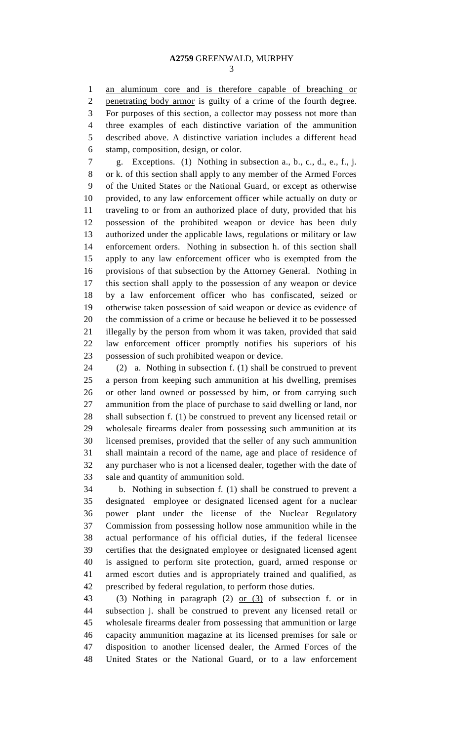an aluminum core and is therefore capable of breaching or penetrating body armor is guilty of a crime of the fourth degree. For purposes of this section, a collector may possess not more than three examples of each distinctive variation of the ammunition described above. A distinctive variation includes a different head stamp, composition, design, or color.

g. Exceptions. (1) Nothing in subsection a., b., c., d., e., f., j. or k. of this section shall apply to any member of the Armed Forces of the United States or the National Guard, or except as otherwise provided, to any law enforcement officer while actually on duty or traveling to or from an authorized place of duty, provided that his possession of the prohibited weapon or device has been duly authorized under the applicable laws, regulations or military or law enforcement orders. Nothing in subsection h. of this section shall apply to any law enforcement officer who is exempted from the provisions of that subsection by the Attorney General. Nothing in this section shall apply to the possession of any weapon or device by a law enforcement officer who has confiscated, seized or otherwise taken possession of said weapon or device as evidence of the commission of a crime or because he believed it to be possessed illegally by the person from whom it was taken, provided that said law enforcement officer promptly notifies his superiors of his possession of such prohibited weapon or device.

(2) a. Nothing in subsection f. (1) shall be construed to prevent a person from keeping such ammunition at his dwelling, premises or other land owned or possessed by him, or from carrying such ammunition from the place of purchase to said dwelling or land, nor shall subsection f. (1) be construed to prevent any licensed retail or wholesale firearms dealer from possessing such ammunition at its licensed premises, provided that the seller of any such ammunition shall maintain a record of the name, age and place of residence of any purchaser who is not a licensed dealer, together with the date of sale and quantity of ammunition sold.

b. Nothing in subsection f. (1) shall be construed to prevent a designated employee or designated licensed agent for a nuclear power plant under the license of the Nuclear Regulatory Commission from possessing hollow nose ammunition while in the actual performance of his official duties, if the federal licensee certifies that the designated employee or designated licensed agent is assigned to perform site protection, guard, armed response or armed escort duties and is appropriately trained and qualified, as prescribed by federal regulation, to perform those duties.

(3) Nothing in paragraph (2) or (3) of subsection f. or in subsection j. shall be construed to prevent any licensed retail or wholesale firearms dealer from possessing that ammunition or large capacity ammunition magazine at its licensed premises for sale or disposition to another licensed dealer, the Armed Forces of the United States or the National Guard, or to a law enforcement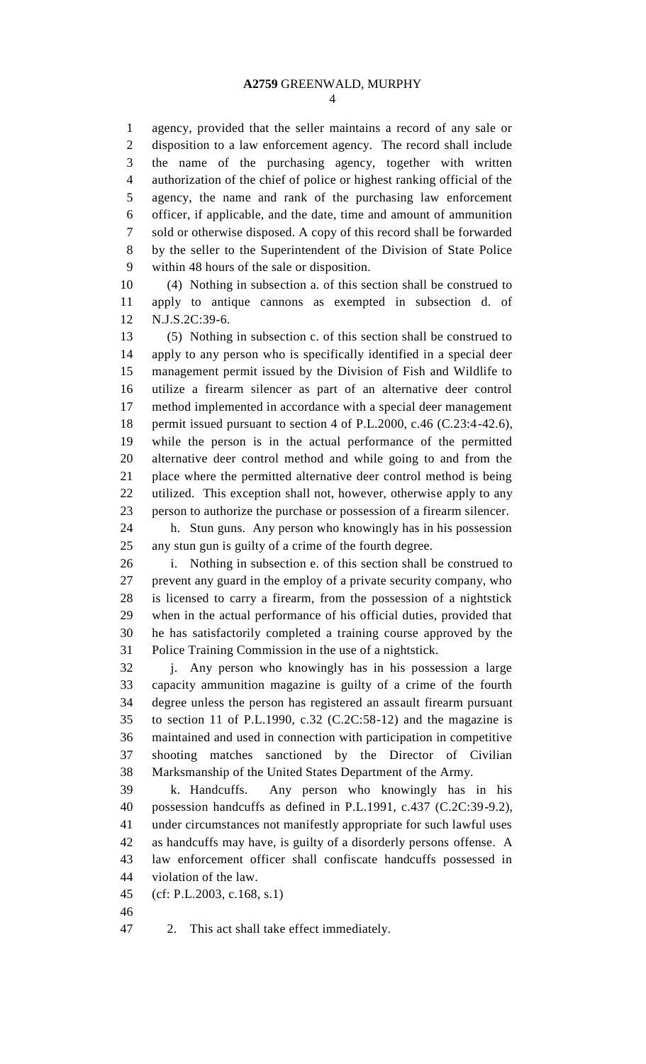agency, provided that the seller maintains a record of any sale or disposition to a law enforcement agency. The record shall include the name of the purchasing agency, together with written authorization of the chief of police or highest ranking official of the agency, the name and rank of the purchasing law enforcement officer, if applicable, and the date, time and amount of ammunition sold or otherwise disposed. A copy of this record shall be forwarded by the seller to the Superintendent of the Division of State Police within 48 hours of the sale or disposition.

(4) Nothing in subsection a. of this section shall be construed to apply to antique cannons as exempted in subsection d. of N.J.S.2C:39-6.

(5) Nothing in subsection c. of this section shall be construed to apply to any person who is specifically identified in a special deer management permit issued by the Division of Fish and Wildlife to utilize a firearm silencer as part of an alternative deer control method implemented in accordance with a special deer management permit issued pursuant to section 4 of P.L.2000, c.46 (C.23:4-42.6), while the person is in the actual performance of the permitted alternative deer control method and while going to and from the place where the permitted alternative deer control method is being utilized. This exception shall not, however, otherwise apply to any person to authorize the purchase or possession of a firearm silencer.

h. Stun guns. Any person who knowingly has in his possession any stun gun is guilty of a crime of the fourth degree.

i. Nothing in subsection e. of this section shall be construed to prevent any guard in the employ of a private security company, who is licensed to carry a firearm, from the possession of a nightstick when in the actual performance of his official duties, provided that he has satisfactorily completed a training course approved by the Police Training Commission in the use of a nightstick.

j. Any person who knowingly has in his possession a large capacity ammunition magazine is guilty of a crime of the fourth degree unless the person has registered an assault firearm pursuant to section 11 of P.L.1990, c.32 (C.2C:58-12) and the magazine is maintained and used in connection with participation in competitive shooting matches sanctioned by the Director of Civilian Marksmanship of the United States Department of the Army.

k. Handcuffs. Any person who knowingly has in his possession handcuffs as defined in P.L.1991, c.437 (C.2C:39-9.2), under circumstances not manifestly appropriate for such lawful uses as handcuffs may have, is guilty of a disorderly persons offense. A law enforcement officer shall confiscate handcuffs possessed in violation of the law.

(cf: P.L.2003, c.168, s.1)

2. This act shall take effect immediately.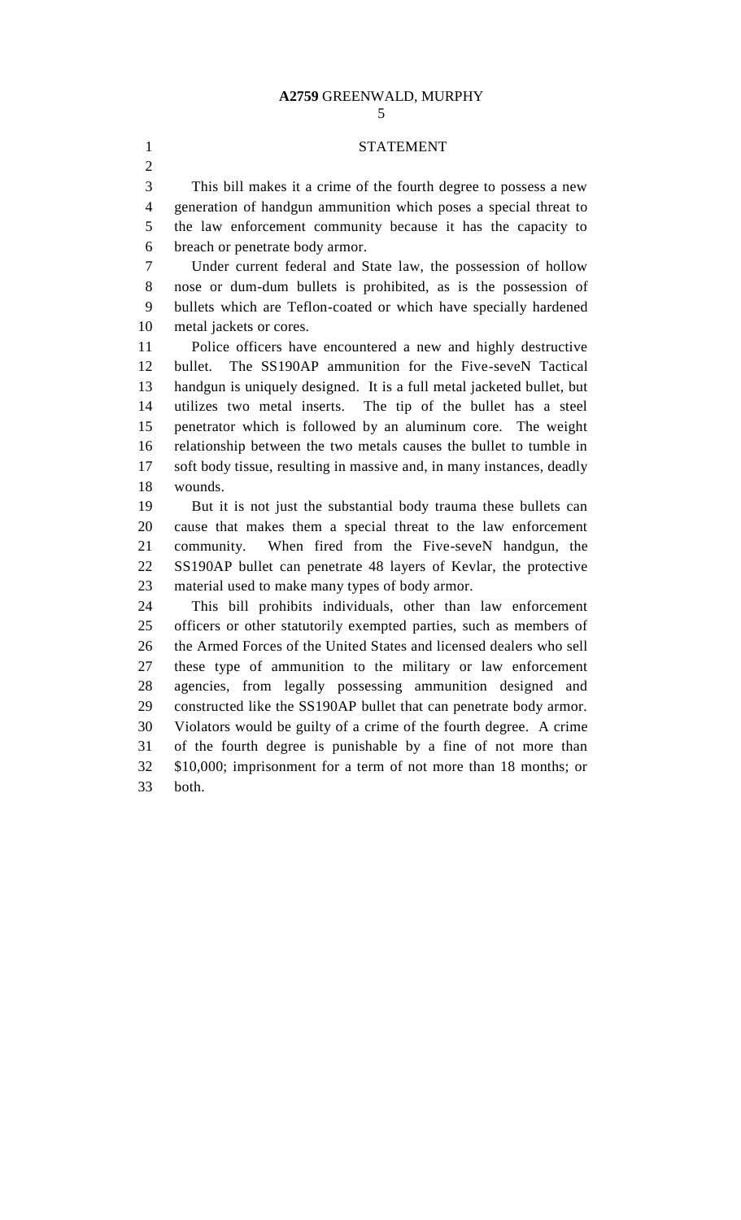# STATEMENT

This bill makes it a crime of the fourth degree to possess a new generation of handgun ammunition which poses a special threat to the law enforcement community because it has the capacity to breach or penetrate body armor.

Under current federal and State law, the possession of hollow nose or dum-dum bullets is prohibited, as is the possession of bullets which are Teflon-coated or which have specially hardened metal jackets or cores.

Police officers have encountered a new and highly destructive bullet. The SS190AP ammunition for the Five-seveN Tactical handgun is uniquely designed. It is a full metal jacketed bullet, but utilizes two metal inserts. The tip of the bullet has a steel penetrator which is followed by an aluminum core. The weight relationship between the two metals causes the bullet to tumble in soft body tissue, resulting in massive and, in many instances, deadly wounds.

But it is not just the substantial body trauma these bullets can cause that makes them a special threat to the law enforcement community. When fired from the Five-seveN handgun, the SS190AP bullet can penetrate 48 layers of Kevlar, the protective material used to make many types of body armor.

This bill prohibits individuals, other than law enforcement officers or other statutorily exempted parties, such as members of the Armed Forces of the United States and licensed dealers who sell these type of ammunition to the military or law enforcement agencies, from legally possessing ammunition designed and constructed like the SS190AP bullet that can penetrate body armor. Violators would be guilty of a crime of the fourth degree. A crime of the fourth degree is punishable by a fine of not more than $10,000; imprisonment for a term of not more than 18 months; or both.